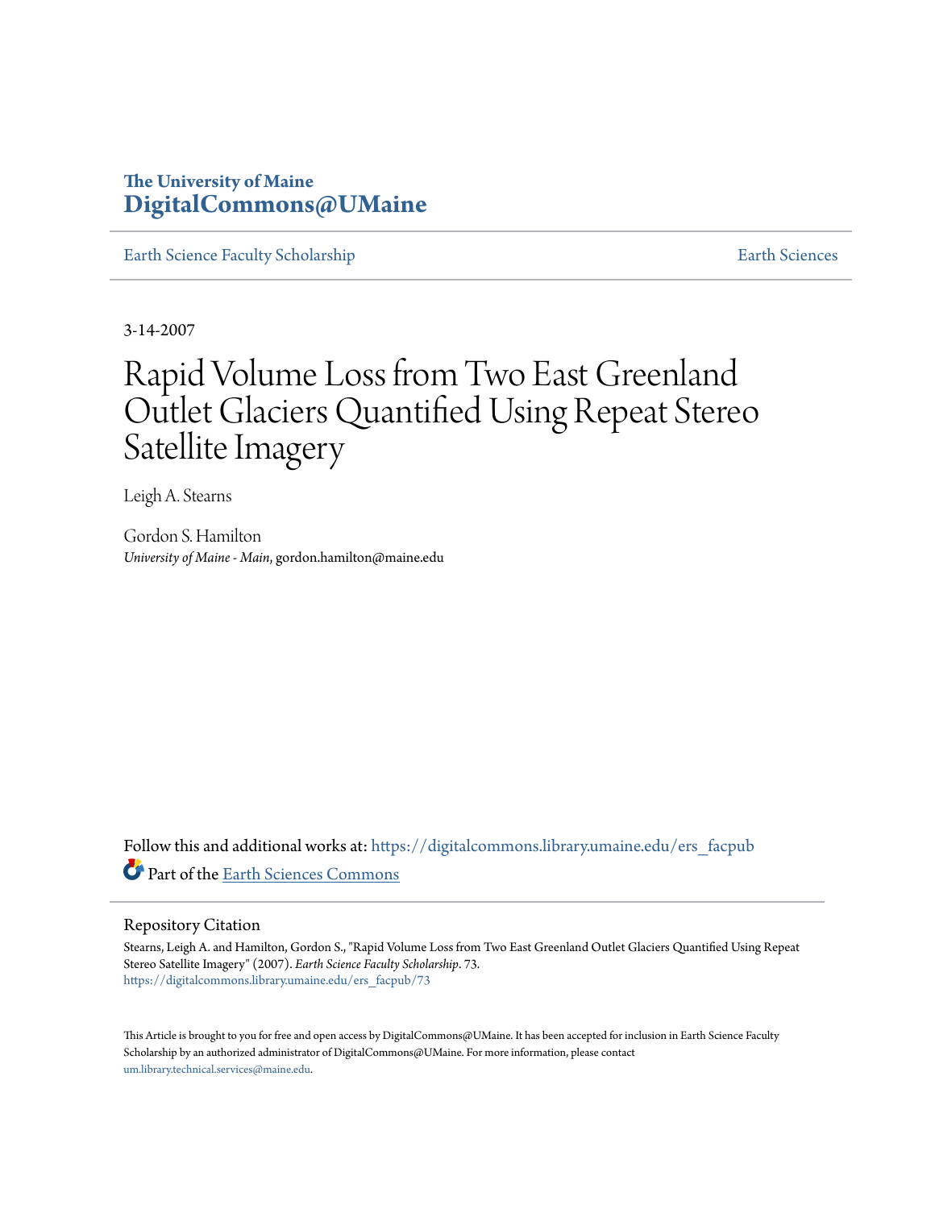**The University of Maine**
**DigitalCommons@UMaine**

Earth Science Faculty Scholarship | Earth Sciences

3-14-2007

# Rapid Volume Loss from Two East Greenland Outlet Glaciers Quantified Using Repeat Stereo Satellite Imagery

Leigh A. Stearns

Gordon S. Hamilton
*University of Maine - Main*, gordon.hamilton@maine.edu

Follow this and additional works at: https://digitalcommons.library.umaine.edu/ers_facpub

Part of the Earth Sciences Commons

## Repository Citation

Stearns, Leigh A. and Hamilton, Gordon S., "Rapid Volume Loss from Two East Greenland Outlet Glaciers Quantified Using Repeat Stereo Satellite Imagery" (2007). *Earth Science Faculty Scholarship*. 73.
https://digitalcommons.library.umaine.edu/ers_facpub/73

This Article is brought to you for free and open access by DigitalCommons@UMaine. It has been accepted for inclusion in Earth Science Faculty Scholarship by an authorized administrator of DigitalCommons@UMaine. For more information, please contact um.library.technical.services@maine.edu.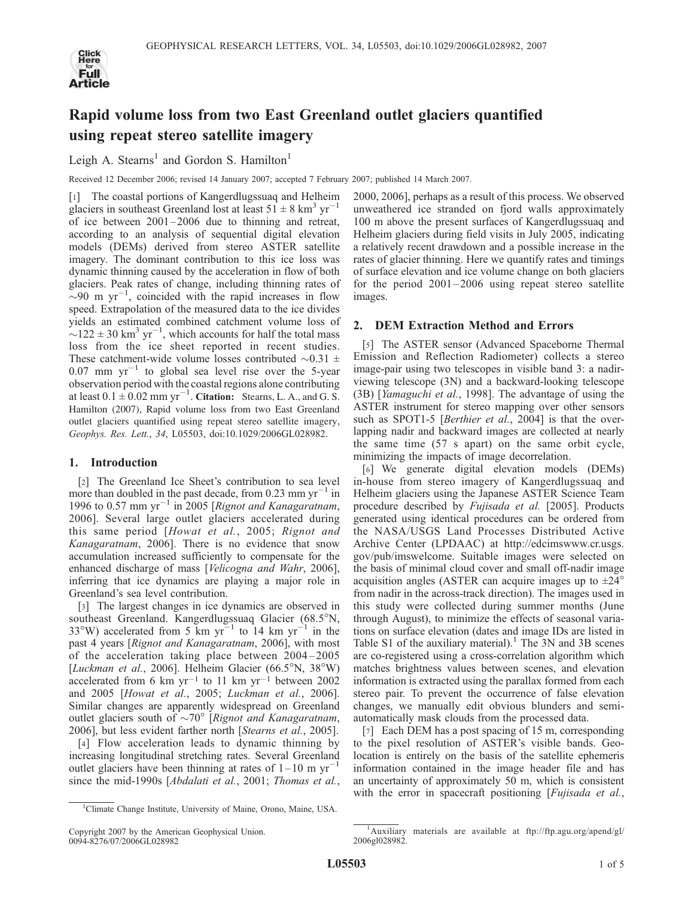# Rapid volume loss from two East Greenland outlet glaciers quantified using repeat stereo satellite imagery

Leigh A. Stearns[1] and Gordon S. Hamilton[1]

Received 12 December 2006; revised 14 January 2007; accepted 7 February 2007; published 14 March 2007.

[1] The coastal portions of Kangerdlugssuaq and Helheim glaciers in southeast Greenland lost at least $51 \pm 8$ km$^3$ yr$^{-1}$ of ice between 2001–2006 due to thinning and retreat, according to an analysis of sequential digital elevation models (DEMs) derived from stereo ASTER satellite imagery. The dominant contribution to this ice loss was dynamic thinning caused by the acceleration in flow of both glaciers. Peak rates of change, including thinning rates of ~90 m yr$^{-1}$, coincided with the rapid increases in flow speed. Extrapolation of the measured data to the ice divides yields an estimated combined catchment volume loss of ~$122 \pm 30$ km$^3$ yr$^{-1}$, which accounts for half the total mass loss from the ice sheet reported in recent studies. These catchment-wide volume losses contributed ~$0.31 \pm 0.07$ mm yr$^{-1}$ to global sea level rise over the 5-year observation period with the coastal regions alone contributing at least $0.1 \pm 0.02$ mm yr$^{-1}$. **Citation:** Stearns, L. A., and G. S. Hamilton (2007), Rapid volume loss from two East Greenland outlet glaciers quantified using repeat stereo satellite imagery, *Geophys. Res. Lett.*, *34*, L05503, doi:10.1029/2006GL028982.

## 1. Introduction

[2] The Greenland Ice Sheet's contribution to sea level more than doubled in the past decade, from 0.23 mm yr$^{-1}$ in 1996 to 0.57 mm yr$^{-1}$ in 2005 [*Rignot and Kanagaratnam*, 2006]. Several large outlet glaciers accelerated during this same period [*Howat et al.*, 2005; *Rignot and Kanagaratnam*, 2006]. There is no evidence that snow accumulation increased sufficiently to compensate for the enhanced discharge of mass [*Velicogna and Wahr*, 2006], inferring that ice dynamics are playing a major role in Greenland's sea level contribution.

[3] The largest changes in ice dynamics are observed in southeast Greenland. Kangerdlugssuaq Glacier (68.5°N, 33°W) accelerated from 5 km yr$^{-1}$ to 14 km yr$^{-1}$ in the past 4 years [*Rignot and Kanagaratnam*, 2006], with most of the acceleration taking place between 2004–2005 [*Luckman et al.*, 2006]. Helheim Glacier (66.5°N, 38°W) accelerated from 6 km yr$^{-1}$ to 11 km yr$^{-1}$ between 2002 and 2005 [*Howat et al.*, 2005; *Luckman et al.*, 2006]. Similar changes are apparently widespread on Greenland outlet glaciers south of ~70° [*Rignot and Kanagaratnam*, 2006], but less evident farther north [*Stearns et al.*, 2005].

[4] Flow acceleration leads to dynamic thinning by increasing longitudinal stretching rates. Several Greenland outlet glaciers have been thinning at rates of 1–10 m yr$^{-1}$ since the mid-1990s [*Abdalati et al.*, 2001; *Thomas et al.*, 2000, 2006], perhaps as a result of this process. We observed unweathered ice stranded on fjord walls approximately 100 m above the present surfaces of Kangerdlugssuaq and Helheim glaciers during field visits in July 2005, indicating a relatively recent drawdown and a possible increase in the rates of glacier thinning. Here we quantify rates and timings of surface elevation and ice volume change on both glaciers for the period 2001–2006 using repeat stereo satellite images.

## 2. DEM Extraction Method and Errors

[5] The ASTER sensor (Advanced Spaceborne Thermal Emission and Reflection Radiometer) collects a stereo image-pair using two telescopes in visible band 3: a nadir-viewing telescope (3N) and a backward-looking telescope (3B) [*Yamaguchi et al.*, 1998]. The advantage of using the ASTER instrument for stereo mapping over other sensors such as SPOT1-5 [*Berthier et al.*, 2004] is that the overlapping nadir and backward images are collected at nearly the same time (57 s apart) on the same orbit cycle, minimizing the impacts of image decorrelation.

[6] We generate digital elevation models (DEMs) in-house from stereo imagery of Kangerdlugssuaq and Helheim glaciers using the Japanese ASTER Science Team procedure described by *Fujisada et al.* [2005]. Products generated using identical procedures can be ordered from the NASA/USGS Land Processes Distributed Active Archive Center (LPDAAC) at http://edcimswww.cr.usgs.gov/pub/imswelcome. Suitable images were selected on the basis of minimal cloud cover and small off-nadir image acquisition angles (ASTER can acquire images up to ±24° from nadir in the across-track direction). The images used in this study were collected during summer months (June through August), to minimize the effects of seasonal variations on surface elevation (dates and image IDs are listed in Table S1 of the auxiliary material).[1] The 3N and 3B scenes are co-registered using a cross-correlation algorithm which matches brightness values between scenes, and elevation information is extracted using the parallax formed from each stereo pair. To prevent the occurrence of false elevation changes, we manually edit obvious blunders and semi-automatically mask clouds from the processed data.

[7] Each DEM has a post spacing of 15 m, corresponding to the pixel resolution of ASTER's visible bands. Geolocation is entirely on the basis of the satellite ephemeris information contained in the image header file and has an uncertainty of approximately 50 m, which is consistent with the error in spacecraft positioning [*Fujisada et al.*,

[1]Climate Change Institute, University of Maine, Orono, Maine, USA.

Copyright 2007 by the American Geophysical Union.
0094-8276/07/2006GL028982

[1]Auxiliary materials are available at ftp://ftp.agu.org/apend/gl/2006gl028982.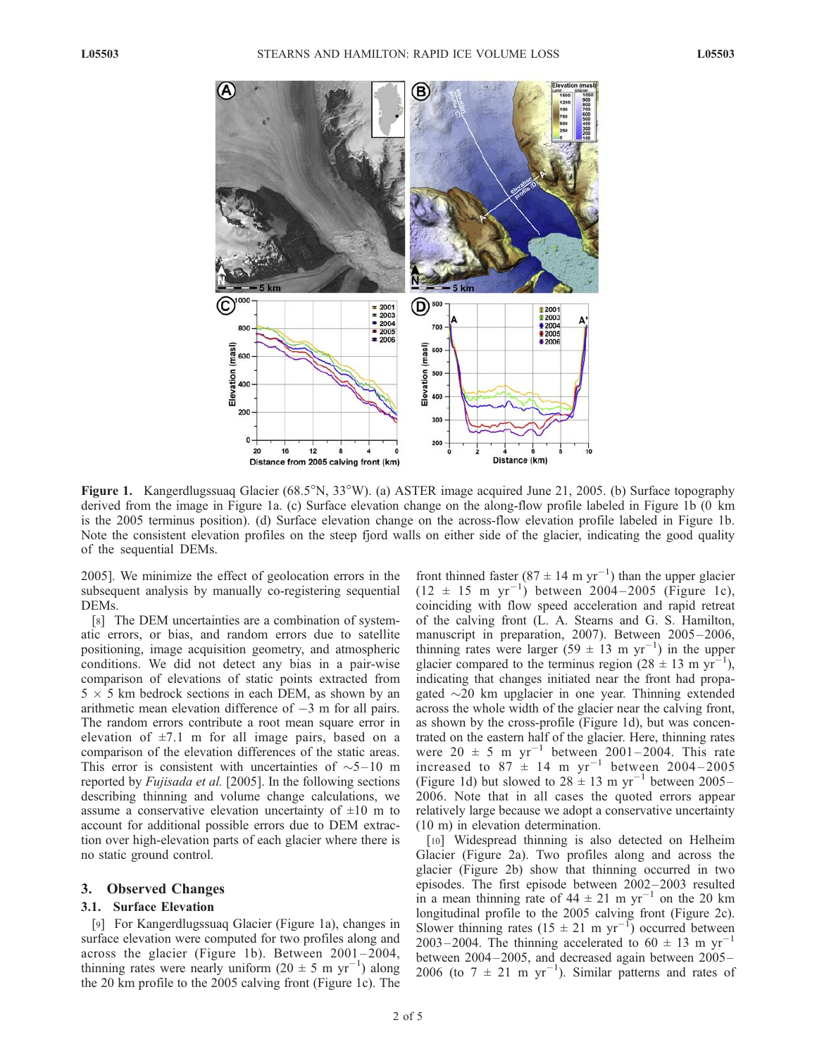**Figure 1.** Kangerdlugssuaq Glacier (68.5°N, 33°W). (a) ASTER image acquired June 21, 2005. (b) Surface topography derived from the image in Figure 1a. (c) Surface elevation change on the along-flow profile labeled in Figure 1b (0 km is the 2005 terminus position). (d) Surface elevation change on the across-flow elevation profile labeled in Figure 1b. Note the consistent elevation profiles on the steep fjord walls on either side of the glacier, indicating the good quality of the sequential DEMs.

2005]. We minimize the effect of geolocation errors in the subsequent analysis by manually co-registering sequential DEMs.

[8] The DEM uncertainties are a combination of systematic errors, or bias, and random errors due to satellite positioning, image acquisition geometry, and atmospheric conditions. We did not detect any bias in a pair-wise comparison of elevations of static points extracted from $5 \times 5$ km bedrock sections in each DEM, as shown by an arithmetic mean elevation difference of $-3$ m for all pairs. The random errors contribute a root mean square error in elevation of $\pm 7.1$ m for all image pairs, based on a comparison of the elevation differences of the static areas. This error is consistent with uncertainties of $\sim$5–10 m reported by *Fujisada et al.* [2005]. In the following sections describing thinning and volume change calculations, we assume a conservative elevation uncertainty of $\pm 10$ m to account for additional possible errors due to DEM extraction over high-elevation parts of each glacier where there is no static ground control.

## 3. Observed Changes

### 3.1. Surface Elevation

[9] For Kangerdlugssuaq Glacier (Figure 1a), changes in surface elevation were computed for two profiles along and across the glacier (Figure 1b). Between 2001–2004, thinning rates were nearly uniform ($20 \pm 5$ m $yr^{-1}$) along the 20 km profile to the 2005 calving front (Figure 1c). The front thinned faster ($87 \pm 14$ m $yr^{-1}$) than the upper glacier ($12 \pm 15$ m $yr^{-1}$) between 2004–2005 (Figure 1c), coinciding with flow speed acceleration and rapid retreat of the calving front (L. A. Stearns and G. S. Hamilton, manuscript in preparation, 2007). Between 2005–2006, thinning rates were larger ($59 \pm 13$ m $yr^{-1}$) in the upper glacier compared to the terminus region ($28 \pm 13$ m $yr^{-1}$), indicating that changes initiated near the front had propagated $\sim$20 km upglacier in one year. Thinning extended across the whole width of the glacier near the calving front, as shown by the cross-profile (Figure 1d), but was concentrated on the eastern half of the glacier. Here, thinning rates were $20 \pm 5$ m $yr^{-1}$ between 2001–2004. This rate increased to $87 \pm 14$ m $yr^{-1}$ between 2004–2005 (Figure 1d) but slowed to $28 \pm 13$ m $yr^{-1}$ between 2005–2006. Note that in all cases the quoted errors appear relatively large because we adopt a conservative uncertainty (10 m) in elevation determination.

[10] Widespread thinning is also detected on Helheim Glacier (Figure 2a). Two profiles along and across the glacier (Figure 2b) show that thinning occurred in two episodes. The first episode between 2002–2003 resulted in a mean thinning rate of $44 \pm 21$ m $yr^{-1}$ on the 20 km longitudinal profile to the 2005 calving front (Figure 2c). Slower thinning rates ($15 \pm 21$ m $yr^{-1}$) occurred between 2003–2004. The thinning accelerated to $60 \pm 13$ m $yr^{-1}$ between 2004–2005, and decreased again between 2005–2006 (to $7 \pm 21$ m $yr^{-1}$). Similar patterns and rates of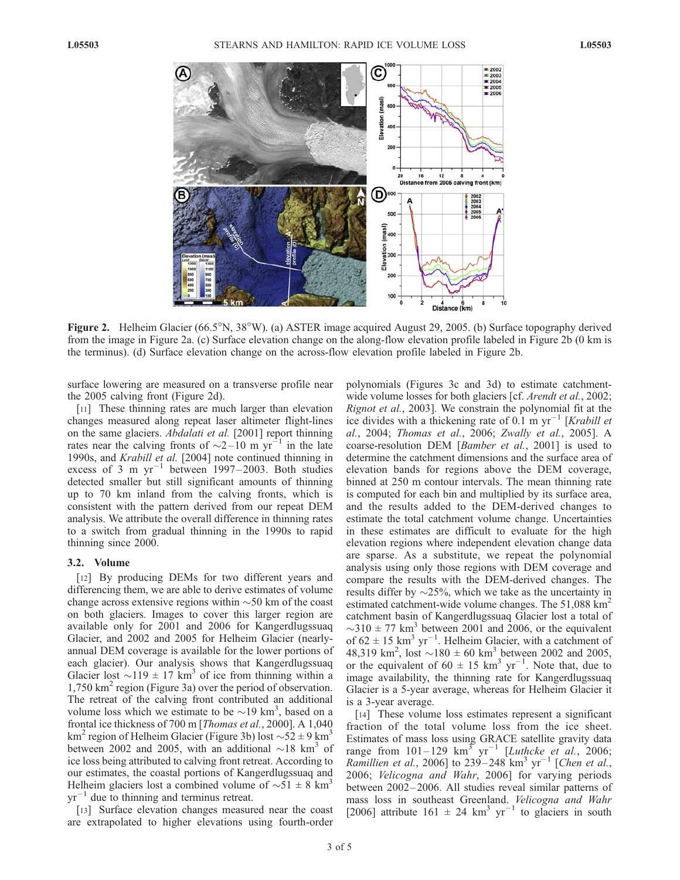**Figure 2.** Helheim Glacier (66.5°N, 38°W). (a) ASTER image acquired August 29, 2005. (b) Surface topography derived from the image in Figure 2a. (c) Surface elevation change on the along-flow elevation profile labeled in Figure 2b (0 km is the terminus). (d) Surface elevation change on the across-flow elevation profile labeled in Figure 2b.

surface lowering are measured on a transverse profile near the 2005 calving front (Figure 2d).

[11] These thinning rates are much larger than elevation changes measured along repeat laser altimeter flight-lines on the same glaciers. *Abdalati et al.* [2001] report thinning rates near the calving fronts of ~2–10 m yr$^{-1}$ in the late 1990s, and *Krabill et al.* [2004] note continued thinning in excess of 3 m yr$^{-1}$ between 1997–2003. Both studies detected smaller but still significant amounts of thinning up to 70 km inland from the calving fronts, which is consistent with the pattern derived from our repeat DEM analysis. We attribute the overall difference in thinning rates to a switch from gradual thinning in the 1990s to rapid thinning since 2000.

### 3.2. Volume

[12] By producing DEMs for two different years and differencing them, we are able to derive estimates of volume change across extensive regions within ~50 km of the coast on both glaciers. Images to cover this larger region are available only for 2001 and 2006 for Kangerdlugssuaq Glacier, and 2002 and 2005 for Helheim Glacier (nearly-annual DEM coverage is available for the lower portions of each glacier). Our analysis shows that Kangerdlugssuaq Glacier lost ~119 ± 17 km$^3$ of ice from thinning within a 1,750 km$^2$ region (Figure 3a) over the period of observation. The retreat of the calving front contributed an additional volume loss which we estimate to be ~19 km$^3$, based on a frontal ice thickness of 700 m [*Thomas et al.*, 2000]. A 1,040 km$^2$ region of Helheim Glacier (Figure 3b) lost ~52 ± 9 km$^3$ between 2002 and 2005, with an additional ~18 km$^3$ of ice loss being attributed to calving front retreat. According to our estimates, the coastal portions of Kangerdlugssuaq and Helheim glaciers lost a combined volume of ~51 ± 8 km$^3$ yr$^{-1}$ due to thinning and terminus retreat.

[13] Surface elevation changes measured near the coast are extrapolated to higher elevations using fourth-order polynomials (Figures 3c and 3d) to estimate catchment-wide volume losses for both glaciers [cf. *Arendt et al.*, 2002; *Rignot et al.*, 2003]. We constrain the polynomial fit at the ice divides with a thickening rate of 0.1 m yr$^{-1}$ [*Krabill et al.*, 2004; *Thomas et al.*, 2006; *Zwally et al.*, 2005]. A coarse-resolution DEM [*Bamber et al.*, 2001] is used to determine the catchment dimensions and the surface area of elevation bands for regions above the DEM coverage, binned at 250 m contour intervals. The mean thinning rate is computed for each bin and multiplied by its surface area, and the results added to the DEM-derived changes to estimate the total catchment volume change. Uncertainties in these estimates are difficult to evaluate for the high elevation regions where independent elevation change data are sparse. As a substitute, we repeat the polynomial analysis using only those regions with DEM coverage and compare the results with the DEM-derived changes. The results differ by ~25%, which we take as the uncertainty in estimated catchment-wide volume changes. The 51,088 km$^2$ catchment basin of Kangerdlugssuaq Glacier lost a total of ~310 ± 77 km$^3$ between 2001 and 2006, or the equivalent of 62 ± 15 km$^3$ yr$^{-1}$. Helheim Glacier, with a catchment of 48,319 km$^2$, lost ~180 ± 60 km$^3$ between 2002 and 2005, or the equivalent of 60 ± 15 km$^3$ yr$^{-1}$. Note that, due to image availability, the thinning rate for Kangerdlugssuaq Glacier is a 5-year average, whereas for Helheim Glacier it is a 3-year average.

[14] These volume loss estimates represent a significant fraction of the total volume loss from the ice sheet. Estimates of mass loss using GRACE satellite gravity data range from 101–129 km$^3$ yr$^{-1}$ [*Luthcke et al.*, 2006; *Ramillien et al.*, 2006] to 239–248 km$^3$ yr$^{-1}$ [*Chen et al.*, 2006; *Velicogna and Wahr*, 2006] for varying periods between 2002–2006. All studies reveal similar patterns of mass loss in southeast Greenland. *Velicogna and Wahr* [2006] attribute 161 ± 24 km$^3$ yr$^{-1}$ to glaciers in south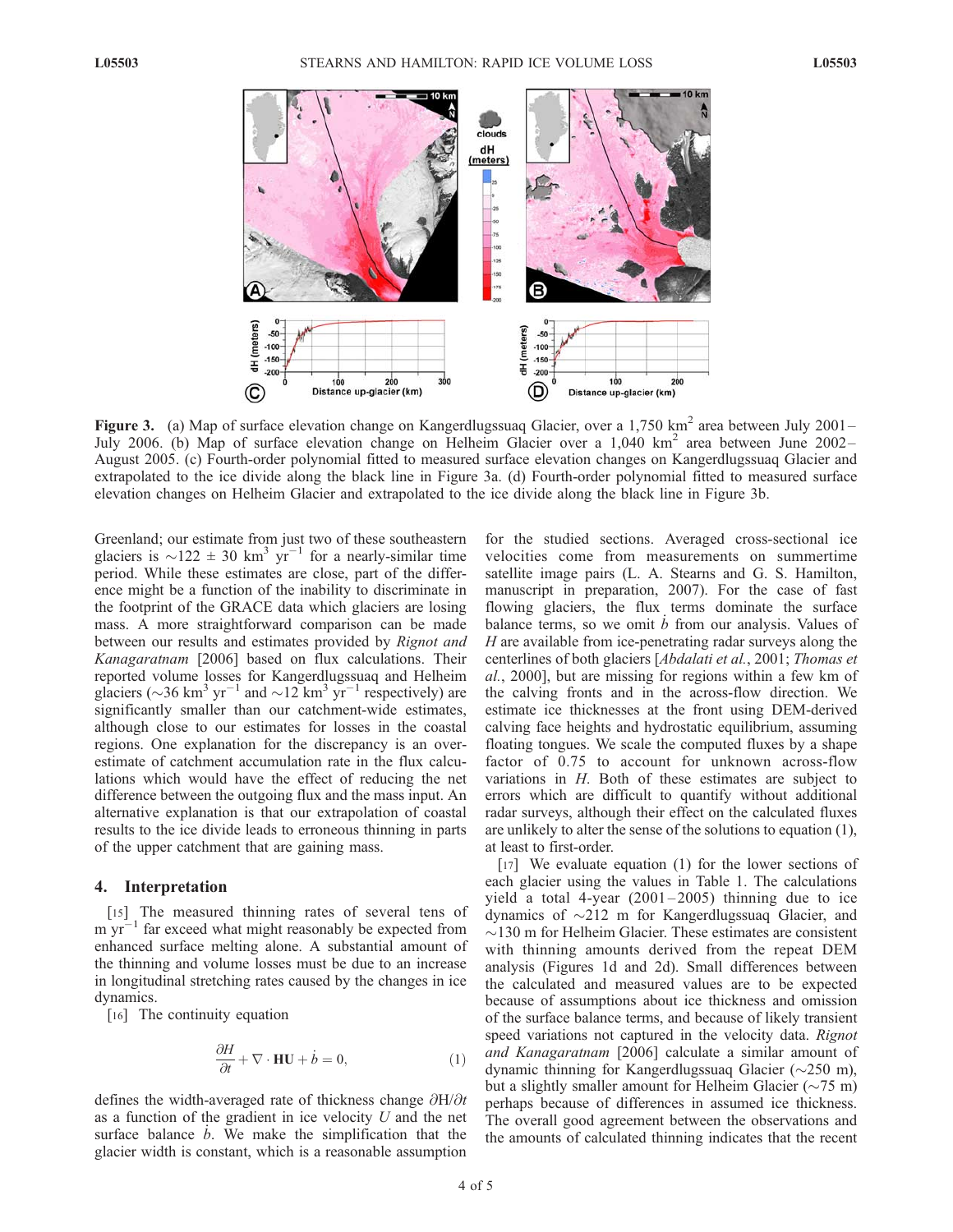**Figure 3.** (a) Map of surface elevation change on Kangerdlugssuaq Glacier, over a 1,750 km$^2$ area between July 2001–July 2006. (b) Map of surface elevation change on Helheim Glacier over a 1,040 km$^2$ area between June 2002–August 2005. (c) Fourth-order polynomial fitted to measured surface elevation changes on Kangerdlugssuaq Glacier and extrapolated to the ice divide along the black line in Figure 3a. (d) Fourth-order polynomial fitted to measured surface elevation changes on Helheim Glacier and extrapolated to the ice divide along the black line in Figure 3b.

Greenland; our estimate from just two of these southeastern glaciers is ~122 ± 30 km$^3$ yr$^{-1}$ for a nearly-similar time period. While these estimates are close, part of the difference might be a function of the inability to discriminate in the footprint of the GRACE data which glaciers are losing mass. A more straightforward comparison can be made between our results and estimates provided by *Rignot and Kanagaratnam* [2006] based on flux calculations. Their reported volume losses for Kangerdlugssuaq and Helheim glaciers (~36 km$^3$ yr$^{-1}$ and ~12 km$^3$ yr$^{-1}$ respectively) are significantly smaller than our catchment-wide estimates, although close to our estimates for losses in the coastal regions. One explanation for the discrepancy is an overestimate of catchment accumulation rate in the flux calculations which would have the effect of reducing the net difference between the outgoing flux and the mass input. An alternative explanation is that our extrapolation of coastal results to the ice divide leads to erroneous thinning in parts of the upper catchment that are gaining mass.

## 4. Interpretation

[15] The measured thinning rates of several tens of m yr$^{-1}$ far exceed what might reasonably be expected from enhanced surface melting alone. A substantial amount of the thinning and volume losses must be due to an increase in longitudinal stretching rates caused by the changes in ice dynamics.

[16] The continuity equation

$$\frac{\partial H}{\partial t} + \nabla \cdot \mathbf{HU} + \dot{b} = 0, \quad (1)$$

defines the width-averaged rate of thickness change $\partial H/\partial t$ as a function of the gradient in ice velocity $U$ and the net surface balance $\dot{b}$. We make the simplification that the glacier width is constant, which is a reasonable assumption for the studied sections. Averaged cross-sectional ice velocities come from measurements on summertime satellite image pairs (L. A. Stearns and G. S. Hamilton, manuscript in preparation, 2007). For the case of fast flowing glaciers, the flux terms dominate the surface balance terms, so we omit $\dot{b}$ from our analysis. Values of $H$ are available from ice-penetrating radar surveys along the centerlines of both glaciers [*Abdalati et al.*, 2001; *Thomas et al.*, 2000], but are missing for regions within a few km of the calving fronts and in the across-flow direction. We estimate ice thicknesses at the front using DEM-derived calving face heights and hydrostatic equilibrium, assuming floating tongues. We scale the computed fluxes by a shape factor of 0.75 to account for unknown across-flow variations in $H$. Both of these estimates are subject to errors which are difficult to quantify without additional radar surveys, although their effect on the calculated fluxes are unlikely to alter the sense of the solutions to equation (1), at least to first-order.

[17] We evaluate equation (1) for the lower sections of each glacier using the values in Table 1. The calculations yield a total 4-year (2001–2005) thinning due to ice dynamics of ~212 m for Kangerdlugssuaq Glacier, and ~130 m for Helheim Glacier. These estimates are consistent with thinning amounts derived from the repeat DEM analysis (Figures 1d and 2d). Small differences between the calculated and measured values are to be expected because of assumptions about ice thickness and omission of the surface balance terms, and because of likely transient speed variations not captured in the velocity data. *Rignot and Kanagaratnam* [2006] calculate a similar amount of dynamic thinning for Kangerdlugssuaq Glacier (~250 m), but a slightly smaller amount for Helheim Glacier (~75 m) perhaps because of differences in assumed ice thickness. The overall good agreement between the observations and the amounts of calculated thinning indicates that the recent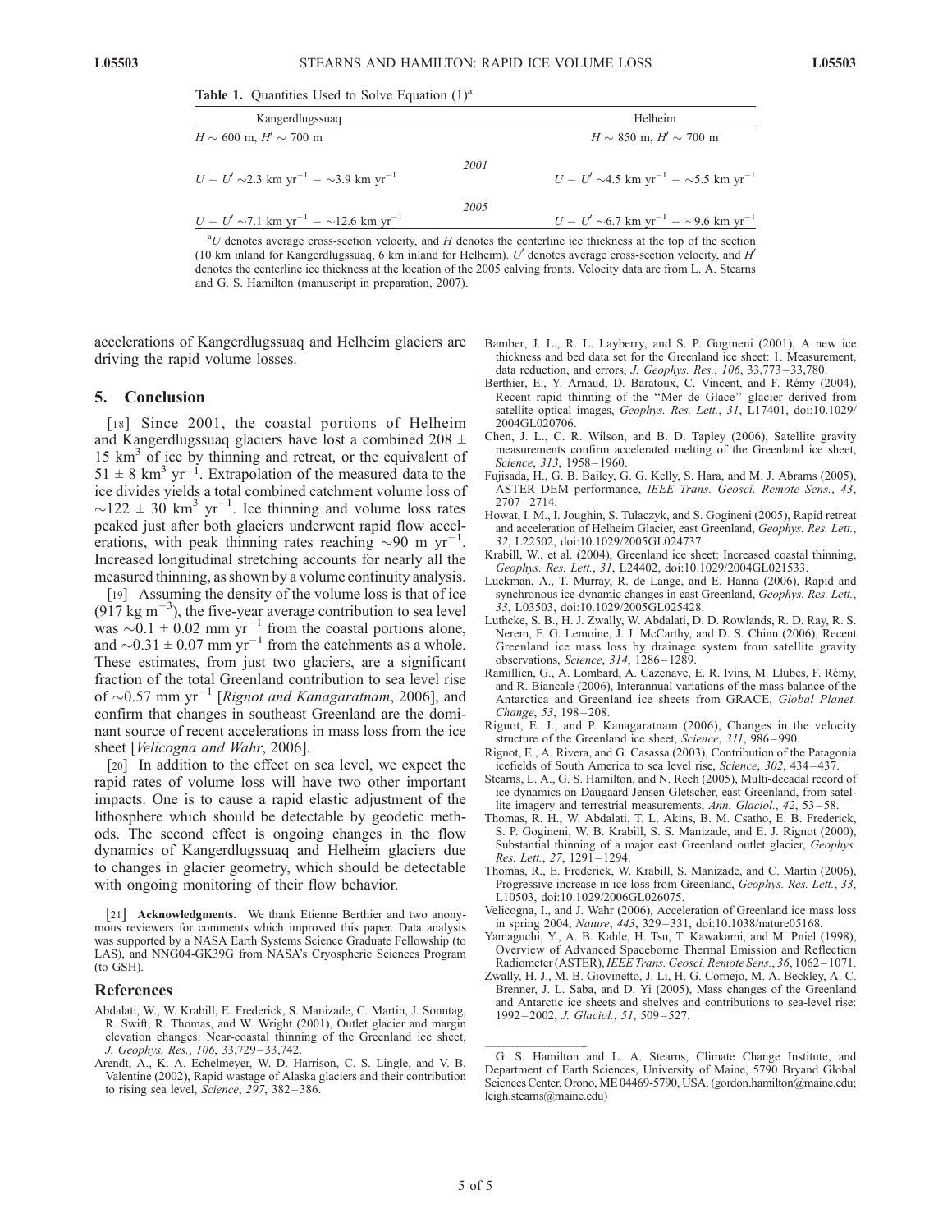**Table 1.** Quantities Used to Solve Equation (1)[a]

| Kangerdlugssuaq | | Helheim |
|---|---|---|
| $H \sim 600$ m, $H' \sim 700$ m | | $H \sim 850$ m, $H' \sim 700$ m |
| | *2001* | |
| $U - U'$ ~2.3 km yr$^{-1}$ – ~3.9 km yr$^{-1}$ | | $U - U'$ ~4.5 km yr$^{-1}$ – ~5.5 km yr$^{-1}$ |
| | *2005* | |
| $U - U'$ ~7.1 km yr$^{-1}$ – ~12.6 km yr$^{-1}$ | | $U - U'$ ~6.7 km yr$^{-1}$ – ~9.6 km yr$^{-1}$ |

[a] $U$ denotes average cross-section velocity, and $H$ denotes the centerline ice thickness at the top of the section (10 km inland for Kangerdlugssuaq, 6 km inland for Helheim). $U'$ denotes average cross-section velocity, and $H'$ denotes the centerline ice thickness at the location of the 2005 calving fronts. Velocity data are from L. A. Stearns and G. S. Hamilton (manuscript in preparation, 2007).

accelerations of Kangerdlugssuaq and Helheim glaciers are driving the rapid volume losses.

## 5. Conclusion

[18] Since 2001, the coastal portions of Helheim and Kangerdlugssuaq glaciers have lost a combined 208 ± 15 km$^3$ of ice by thinning and retreat, or the equivalent of 51 ± 8 km$^3$ yr$^{-1}$. Extrapolation of the measured data to the ice divides yields a total combined catchment volume loss of ~122 ± 30 km$^3$ yr$^{-1}$. Ice thinning and volume loss rates peaked just after both glaciers underwent rapid flow accelerations, with peak thinning rates reaching ~90 m yr$^{-1}$. Increased longitudinal stretching accounts for nearly all the measured thinning, as shown by a volume continuity analysis.

[19] Assuming the density of the volume loss is that of ice (917 kg m$^{-3}$), the five-year average contribution to sea level was ~0.1 ± 0.02 mm yr$^{-1}$ from the coastal portions alone, and ~0.31 ± 0.07 mm yr$^{-1}$ from the catchments as a whole. These estimates, from just two glaciers, are a significant fraction of the total Greenland contribution to sea level rise of ~0.57 mm yr$^{-1}$ [*Rignot and Kanagaratnam*, 2006], and confirm that changes in southeast Greenland are the dominant source of recent accelerations in mass loss from the ice sheet [*Velicogna and Wahr*, 2006].

[20] In addition to the effect on sea level, we expect the rapid rates of volume loss will have two other important impacts. One is to cause a rapid elastic adjustment of the lithosphere which should be detectable by geodetic methods. The second effect is ongoing changes in the flow dynamics of Kangerdlugssuaq and Helheim glaciers due to changes in glacier geometry, which should be detectable with ongoing monitoring of their flow behavior.

[21] **Acknowledgments.** We thank Etienne Berthier and two anonymous reviewers for comments which improved this paper. Data analysis was supported by a NASA Earth Systems Science Graduate Fellowship (to LAS), and NNG04-GK39G from NASA's Cryospheric Sciences Program (to GSH).

## References

Abdalati, W., W. Krabill, E. Frederick, S. Manizade, C. Martin, J. Sonntag, R. Swift, R. Thomas, and W. Wright (2001), Outlet glacier and margin elevation changes: Near-coastal thinning of the Greenland ice sheet, *J. Geophys. Res.*, *106*, 33,729–33,742.

Arendt, A., K. A. Echelmeyer, W. D. Harrison, C. S. Lingle, and V. B. Valentine (2002), Rapid wastage of Alaska glaciers and their contribution to rising sea level, *Science*, *297*, 382–386.

Bamber, J. L., R. L. Layberry, and S. P. Gogineni (2001), A new ice thickness and bed data set for the Greenland ice sheet: 1. Measurement, data reduction, and errors, *J. Geophys. Res.*, *106*, 33,773–33,780.

Berthier, E., Y. Arnaud, D. Baratoux, C. Vincent, and F. Rémy (2004), Recent rapid thinning of the "Mer de Glace" glacier derived from satellite optical images, *Geophys. Res. Lett.*, *31*, L17401, doi:10.1029/2004GL020706.

Chen, J. L., C. R. Wilson, and B. D. Tapley (2006), Satellite gravity measurements confirm accelerated melting of the Greenland ice sheet, *Science*, *313*, 1958–1960.

Fujisada, H., G. B. Bailey, G. G. Kelly, S. Hara, and M. J. Abrams (2005), ASTER DEM performance, *IEEE Trans. Geosci. Remote Sens.*, *43*, 2707–2714.

Howat, I. M., I. Joughin, S. Tulaczyk, and S. Gogineni (2005), Rapid retreat and acceleration of Helheim Glacier, east Greenland, *Geophys. Res. Lett.*, *32*, L22502, doi:10.1029/2005GL024737.

Krabill, W., et al. (2004), Greenland ice sheet: Increased coastal thinning, *Geophys. Res. Lett.*, *31*, L24402, doi:10.1029/2004GL021533.

Luckman, A., T. Murray, R. de Lange, and E. Hanna (2006), Rapid and synchronous ice-dynamic changes in east Greenland, *Geophys. Res. Lett.*, *33*, L03503, doi:10.1029/2005GL025428.

Luthcke, S. B., H. J. Zwally, W. Abdalati, D. D. Rowlands, R. D. Ray, R. S. Nerem, F. G. Lemoine, J. J. McCarthy, and D. S. Chinn (2006), Recent Greenland ice mass loss by drainage system from satellite gravity observations, *Science*, *314*, 1286–1289.

Ramillien, G., A. Lombard, A. Cazenave, E. R. Ivins, M. Llubes, F. Rémy, and R. Biancale (2006), Interannual variations of the mass balance of the Antarctica and Greenland ice sheets from GRACE, *Global Planet. Change*, *53*, 198–208.

Rignot, E. J., and P. Kanagaratnam (2006), Changes in the velocity structure of the Greenland ice sheet, *Science*, *311*, 986–990.

Rignot, E., A. Rivera, and G. Casassa (2003), Contribution of the Patagonia icefields of South America to sea level rise, *Science*, *302*, 434–437.

Stearns, L. A., G. S. Hamilton, and N. Reeh (2005), Multi-decadal record of ice dynamics on Daugaard Jensen Gletscher, east Greenland, from satellite imagery and terrestrial measurements, *Ann. Glaciol.*, *42*, 53–58.

Thomas, R. H., W. Abdalati, T. L. Akins, B. M. Csatho, E. B. Frederick, S. P. Gogineni, W. B. Krabill, S. S. Manizade, and E. J. Rignot (2000), Substantial thinning of a major east Greenland outlet glacier, *Geophys. Res. Lett.*, *27*, 1291–1294.

Thomas, R., E. Frederick, W. Krabill, S. Manizade, and C. Martin (2006), Progressive increase in ice loss from Greenland, *Geophys. Res. Lett.*, *33*, L10503, doi:10.1029/2006GL026075.

Velicogna, I., and J. Wahr (2006), Acceleration of Greenland ice mass loss in spring 2004, *Nature*, *443*, 329–331, doi:10.1038/nature05168.

Yamaguchi, Y., A. B. Kahle, H. Tsu, T. Kawakami, and M. Pniel (1998), Overview of Advanced Spaceborne Thermal Emission and Reflection Radiometer (ASTER), *IEEE Trans. Geosci. Remote Sens.*, *36*, 1062–1071.

Zwally, H. J., M. B. Giovinetto, J. Li, H. G. Cornejo, M. A. Beckley, A. C. Brenner, J. L. Saba, and D. Yi (2005), Mass changes of the Greenland and Antarctic ice sheets and shelves and contributions to sea-level rise: 1992–2002, *J. Glaciol.*, *51*, 509–527.

---

G. S. Hamilton and L. A. Stearns, Climate Change Institute, and Department of Earth Sciences, University of Maine, 5790 Bryand Global Sciences Center, Orono, ME 04469-5790, USA. (gordon.hamilton@maine.edu; leigh.stearns@maine.edu)